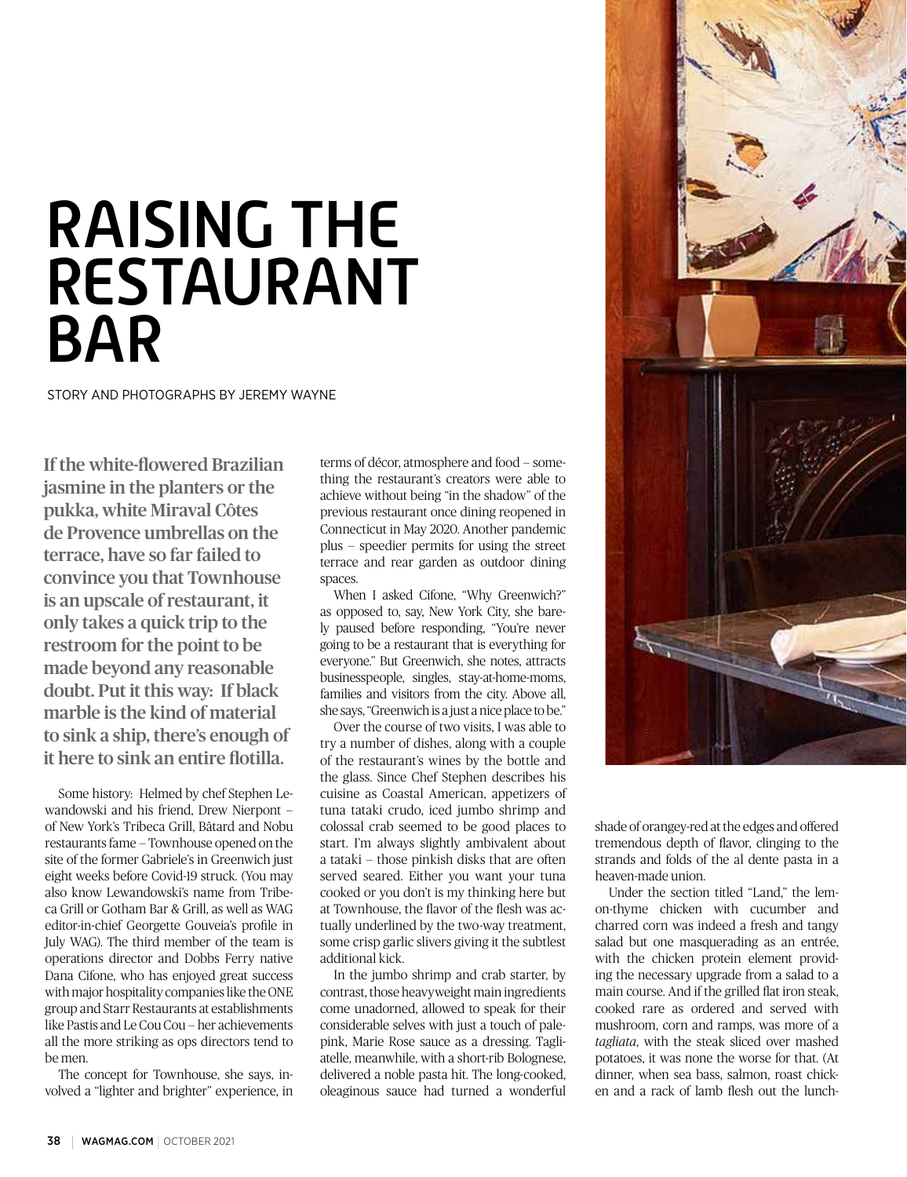# RAISING THE RESTAURANT BAR

STORY AND PHOTOGRAPHS BY JEREMY WAYNE

**If the white-flowered Brazilian jasmine in the planters or the pukka, white Miraval Côtes de Provence umbrellas on the terrace, have so far failed to convince you that Townhouse is an upscale of restaurant, it only takes a quick trip to the restroom for the point to be made beyond any reasonable doubt. Put it this way: If black marble is the kind of material to sink a ship, there's enough of it here to sink an entire flotilla.**

Some history: Helmed by chef Stephen Lewandowski and his friend, Drew Nierpont – of New York's Tribeca Grill, Bâtard and Nobu restaurants fame – Townhouse opened on the site of the former Gabriele's in Greenwich just eight weeks before Covid-19 struck. (You may also know Lewandowski's name from Tribeca Grill or Gotham Bar & Grill, as well as WAG editor-in-chief Georgette Gouveia's profile in July WAG). The third member of the team is operations director and Dobbs Ferry native Dana Cifone, who has enjoyed great success with major hospitality companies like the ONE group and Starr Restaurants at establishments like Pastis and Le Cou Cou – her achievements all the more striking as ops directors tend to be men.

The concept for Townhouse, she says, involved a "lighter and brighter" experience, in terms of décor, atmosphere and food – something the restaurant's creators were able to achieve without being "in the shadow" of the previous restaurant once dining reopened in Connecticut in May 2020. Another pandemic plus – speedier permits for using the street terrace and rear garden as outdoor dining spaces.

When I asked Cifone, "Why Greenwich?" as opposed to, say, New York City, she barely paused before responding, "You're never going to be a restaurant that is everything for everyone." But Greenwich, she notes, attracts businesspeople, singles, stay-at-home-moms, families and visitors from the city. Above all, she says, "Greenwich is a just a nice place to be."

Over the course of two visits, I was able to try a number of dishes, along with a couple of the restaurant's wines by the bottle and the glass. Since Chef Stephen describes his cuisine as Coastal American, appetizers of tuna tataki crudo, iced jumbo shrimp and colossal crab seemed to be good places to start. I'm always slightly ambivalent about a tataki – those pinkish disks that are often served seared. Either you want your tuna cooked or you don't is my thinking here but at Townhouse, the flavor of the flesh was actually underlined by the two-way treatment, some crisp garlic slivers giving it the subtlest additional kick.

In the jumbo shrimp and crab starter, by contrast, those heavyweight main ingredients come unadorned, allowed to speak for their considerable selves with just a touch of pale-pink, Marie Rose sauce as a dressing. Tagliatelle, meanwhile, with a short-rib Bolognese, delivered a noble pasta hit. The long-cooked, oleaginous sauce had turned a wonderful shade of orangey-red at the edges and offered tremendous depth of flavor, clinging to the strands and folds of the al dente pasta in a heaven-made union.

Under the section titled "Land," the lemon-thyme chicken with cucumber and charred corn was indeed a fresh and tangy salad but one masquerading as an entrée, with the chicken protein element providing the necessary upgrade from a salad to a main course. And if the grilled flat iron steak, cooked rare as ordered and served with mushroom, corn and ramps, was more of a *tagliata*, with the steak sliced over mashed potatoes, it was none the worse for that. (At dinner, when sea bass, salmon, roast chicken and a rack of lamb flesh out the lunch-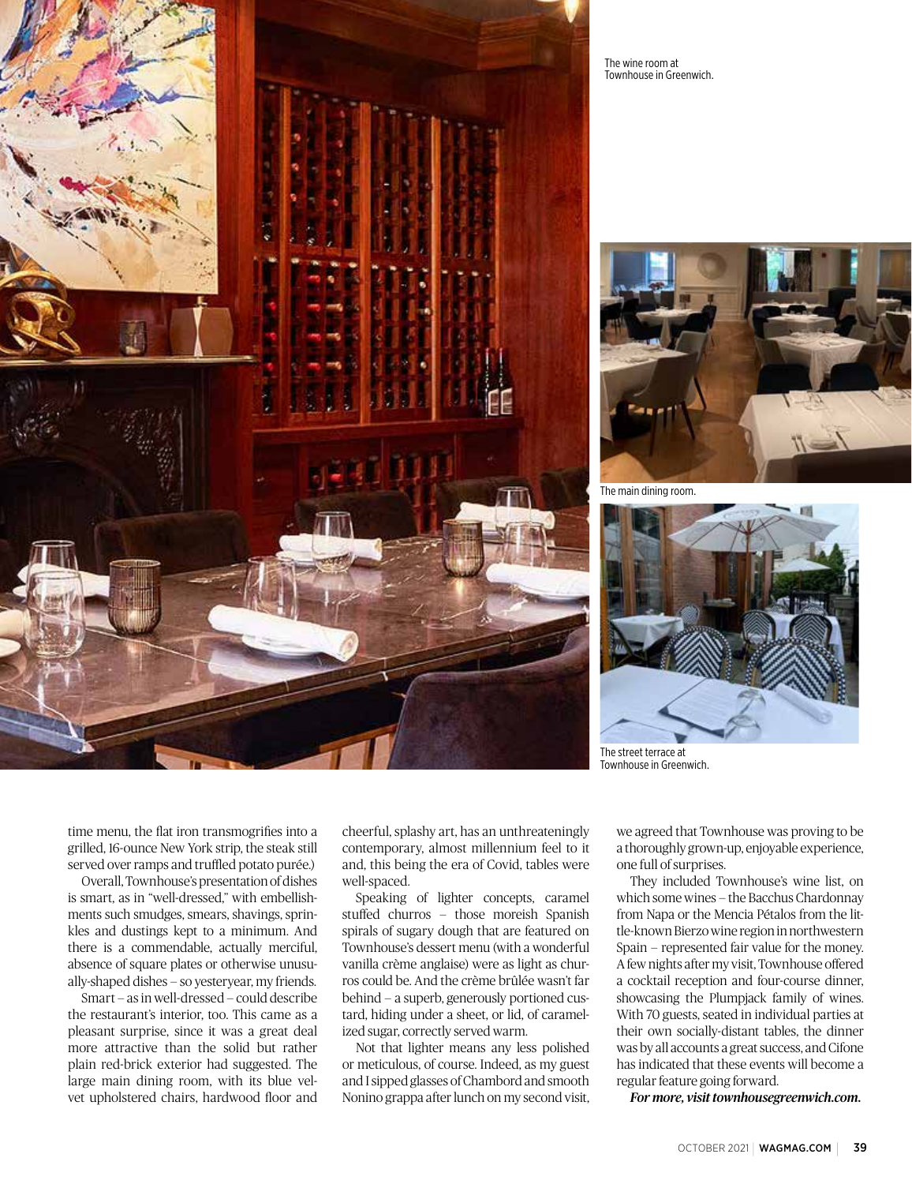The wine room at Townhouse in Greenwich.

The main dining room.

The street terrace at Townhouse in Greenwich.

time menu, the flat iron transmogrifies into a grilled, 16-ounce New York strip, the steak still served over ramps and truffled potato purée.)

Overall, Townhouse's presentation of dishes is smart, as in "well-dressed," with embellishments such smudges, smears, shavings, sprinkles and dustings kept to a minimum. And there is a commendable, actually merciful, absence of square plates or otherwise unusually-shaped dishes – so yesteryear, my friends.

Smart – as in well-dressed – could describe the restaurant's interior, too. This came as a pleasant surprise, since it was a great deal more attractive than the solid but rather plain red-brick exterior had suggested. The large main dining room, with its blue velvet upholstered chairs, hardwood floor and cheerful, splashy art, has an unthreateningly contemporary, almost millennium feel to it and, this being the era of Covid, tables were well-spaced.

Speaking of lighter concepts, caramel stuffed churros – those moreish Spanish spirals of sugary dough that are featured on Townhouse's dessert menu (with a wonderful vanilla crème anglaise) were as light as churros could be. And the crème brûlée wasn't far behind – a superb, generously portioned custard, hiding under a sheet, or lid, of caramelized sugar, correctly served warm.

Not that lighter means any less polished or meticulous, of course. Indeed, as my guest and I sipped glasses of Chambord and smooth Nonino grappa after lunch on my second visit, we agreed that Townhouse was proving to be a thoroughly grown-up, enjoyable experience, one full of surprises.

They included Townhouse's wine list, on which some wines – the Bacchus Chardonnay from Napa or the Mencia Pétalos from the little-known Bierzo wine region in northwestern Spain – represented fair value for the money. A few nights after my visit, Townhouse offered a cocktail reception and four-course dinner, showcasing the Plumpjack family of wines. With 70 guests, seated in individual parties at their own socially-distant tables, the dinner was by all accounts a great success, and Cifone has indicated that these events will become a regular feature going forward.

***For more, visit townhousegreenwich.com.***